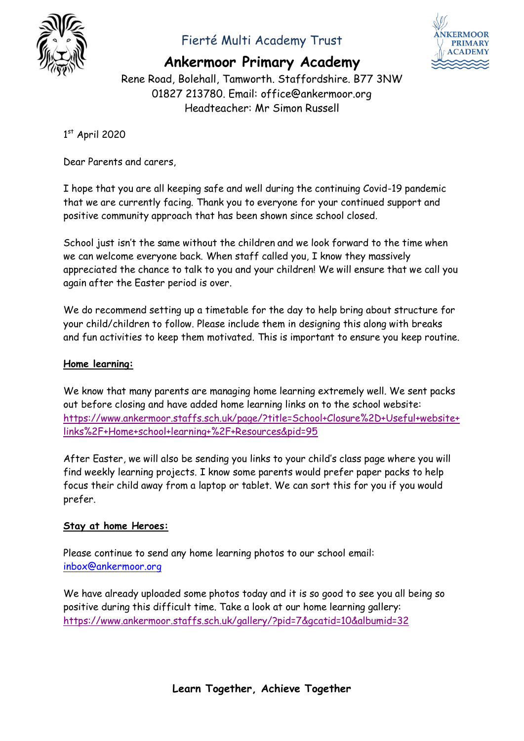Fierté Multi Academy Trust

# Ankermoor Primary Academy

Rene Road, Bolehall, Tamworth. Staffordshire. B77 3NW
01827 213780. Email: office@ankermoor.org
Headteacher: Mr Simon Russell

1st April 2020

Dear Parents and carers,

I hope that you are all keeping safe and well during the continuing Covid-19 pandemic that we are currently facing. Thank you to everyone for your continued support and positive community approach that has been shown since school closed.

School just isn't the same without the children and we look forward to the time when we can welcome everyone back. When staff called you, I know they massively appreciated the chance to talk to you and your children! We will ensure that we call you again after the Easter period is over.

We do recommend setting up a timetable for the day to help bring about structure for your child/children to follow. Please include them in designing this along with breaks and fun activities to keep them motivated. This is important to ensure you keep routine.

**Home learning:**

We know that many parents are managing home learning extremely well. We sent packs out before closing and have added home learning links on to the school website: https://www.ankermoor.staffs.sch.uk/page/?title=School+Closure%2D+Useful+website+links%2F+Home+school+learning+%2F+Resources&pid=95

After Easter, we will also be sending you links to your child's class page where you will find weekly learning projects. I know some parents would prefer paper packs to help focus their child away from a laptop or tablet. We can sort this for you if you would prefer.

**Stay at home Heroes:**

Please continue to send any home learning photos to our school email: inbox@ankermoor.org

We have already uploaded some photos today and it is so good to see you all being so positive during this difficult time. Take a look at our home learning gallery: https://www.ankermoor.staffs.sch.uk/gallery/?pid=7&gcatid=10&albumid=32

**Learn Together, Achieve Together**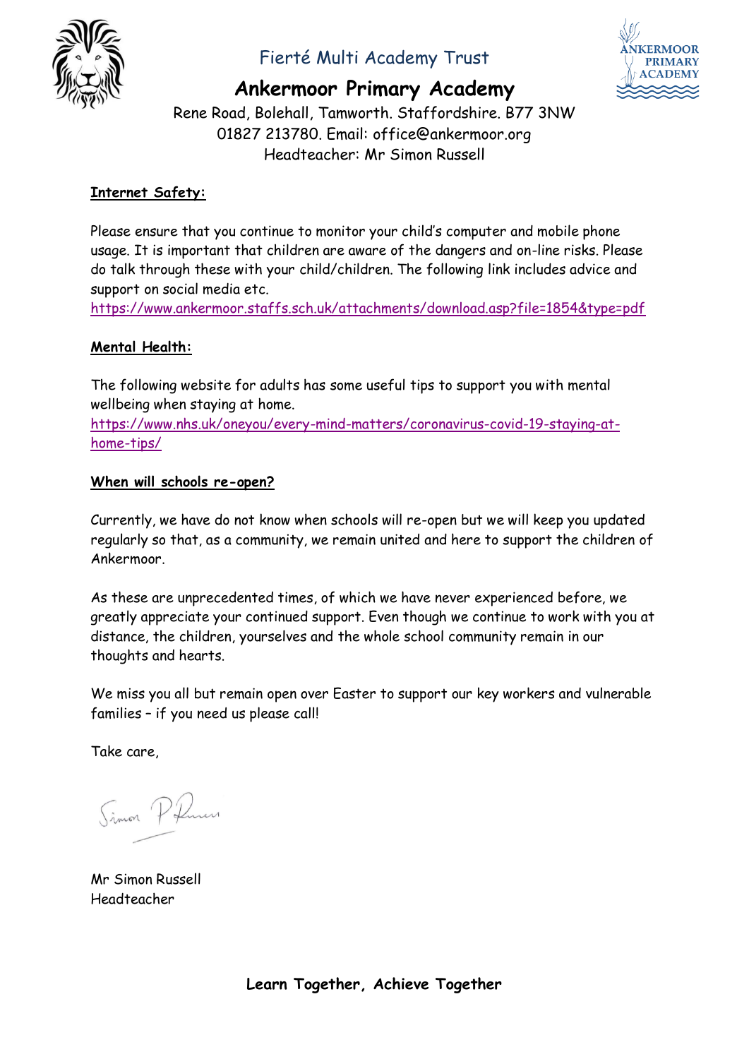Fierté Multi Academy Trust

**Ankermoor Primary Academy**

Rene Road, Bolehall, Tamworth. Staffordshire. B77 3NW
01827 213780. Email: office@ankermoor.org
Headteacher: Mr Simon Russell

**Internet Safety:**

Please ensure that you continue to monitor your child's computer and mobile phone usage. It is important that children are aware of the dangers and on-line risks. Please do talk through these with your child/children. The following link includes advice and support on social media etc.
https://www.ankermoor.staffs.sch.uk/attachments/download.asp?file=1854&type=pdf

**Mental Health:**

The following website for adults has some useful tips to support you with mental wellbeing when staying at home.
https://www.nhs.uk/oneyou/every-mind-matters/coronavirus-covid-19-staying-at-home-tips/

**When will schools re-open?**

Currently, we have do not know when schools will re-open but we will keep you updated regularly so that, as a community, we remain united and here to support the children of Ankermoor.

As these are unprecedented times, of which we have never experienced before, we greatly appreciate your continued support. Even though we continue to work with you at distance, the children, yourselves and the whole school community remain in our thoughts and hearts.

We miss you all but remain open over Easter to support our key workers and vulnerable families – if you need us please call!

Take care,

Mr Simon Russell
Headteacher

**Learn Together, Achieve Together**